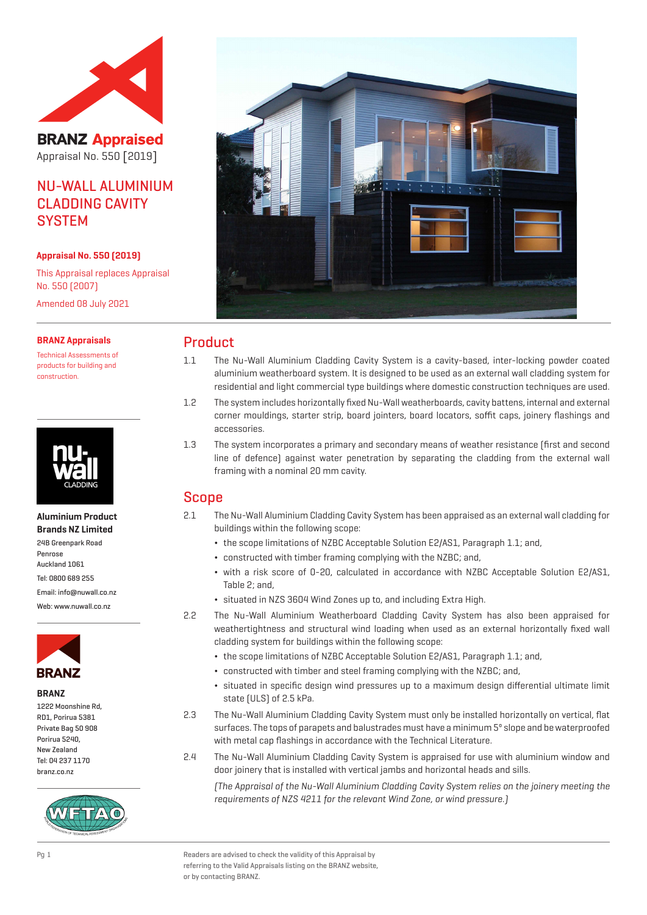**BRANZ Appraised**
Appraisal No. 550 [2019]

# NU-WALL ALUMINIUM CLADDING CAVITY SYSTEM

**Appraisal No. 550 (2019)**

This Appraisal replaces Appraisal No. 550 (2007)

Amended 08 July 2021

**BRANZ Appraisals**

Technical Assessments of products for building and construction.

**Aluminium Product Brands NZ Limited**
24B Greenpark Road
Penrose
Auckland 1061
Tel: 0800 689 255
Email: info@nuwall.co.nz
Web: www.nuwall.co.nz

**BRANZ**
1222 Moonshine Rd,
RD1, Porirua 5381
Private Bag 50 908
Porirua 5240,
New Zealand
Tel: 04 237 1170
branz.co.nz

## Product

1.1 The Nu-Wall Aluminium Cladding Cavity System is a cavity-based, inter-locking powder coated aluminium weatherboard system. It is designed to be used as an external wall cladding system for residential and light commercial type buildings where domestic construction techniques are used.

1.2 The system includes horizontally fixed Nu-Wall weatherboards, cavity battens, internal and external corner mouldings, starter strip, board jointers, board locators, soffit caps, joinery flashings and accessories.

1.3 The system incorporates a primary and secondary means of weather resistance (first and second line of defence) against water penetration by separating the cladding from the external wall framing with a nominal 20 mm cavity.

## Scope

2.1 The Nu-Wall Aluminium Cladding Cavity System has been appraised as an external wall cladding for buildings within the following scope:

- the scope limitations of NZBC Acceptable Solution E2/AS1, Paragraph 1.1; and,
- constructed with timber framing complying with the NZBC; and,
- with a risk score of 0-20, calculated in accordance with NZBC Acceptable Solution E2/AS1, Table 2; and,
- situated in NZS 3604 Wind Zones up to, and including Extra High.

2.2 The Nu-Wall Aluminium Weatherboard Cladding Cavity System has also been appraised for weathertightness and structural wind loading when used as an external horizontally fixed wall cladding system for buildings within the following scope:

- the scope limitations of NZBC Acceptable Solution E2/AS1, Paragraph 1.1; and,
- constructed with timber and steel framing complying with the NZBC; and,
- situated in specific design wind pressures up to a maximum design differential ultimate limit state (ULS) of 2.5 kPa.

2.3 The Nu-Wall Aluminium Cladding Cavity System must only be installed horizontally on vertical, flat surfaces. The tops of parapets and balustrades must have a minimum 5° slope and be waterproofed with metal cap flashings in accordance with the Technical Literature.

2.4 The Nu-Wall Aluminium Cladding Cavity System is appraised for use with aluminium window and door joinery that is installed with vertical jambs and horizontal heads and sills.

*(The Appraisal of the Nu-Wall Aluminium Cladding Cavity System relies on the joinery meeting the requirements of NZS 4211 for the relevant Wind Zone, or wind pressure.)*

Readers are advised to check the validity of this Appraisal by referring to the Valid Appraisals listing on the BRANZ website, or by contacting BRANZ.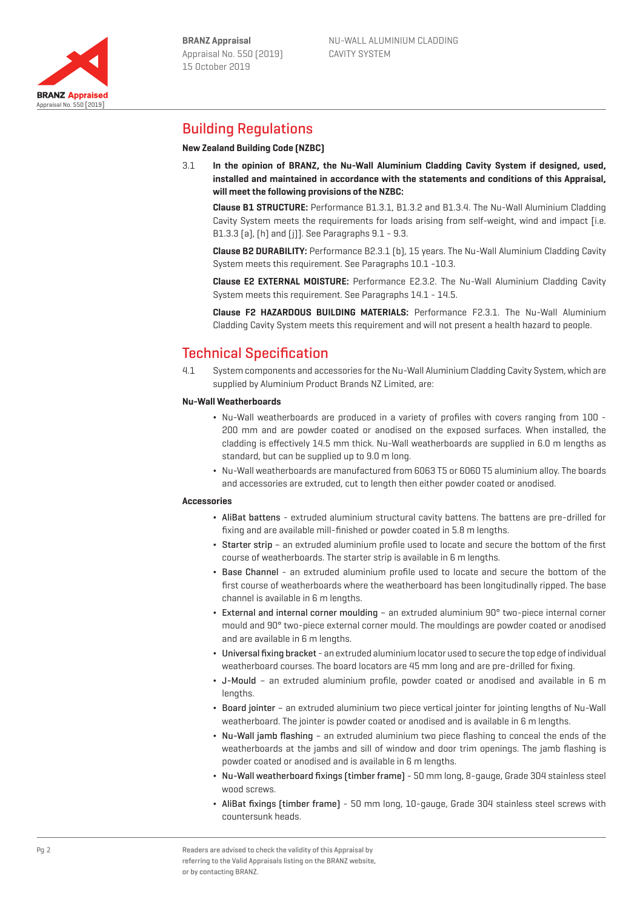## Building Regulations

**New Zealand Building Code (NZBC)**

3.1 **In the opinion of BRANZ, the Nu-Wall Aluminium Cladding Cavity System if designed, used, installed and maintained in accordance with the statements and conditions of this Appraisal, will meet the following provisions of the NZBC:**

**Clause B1 STRUCTURE:** Performance B1.3.1, B1.3.2 and B1.3.4. The Nu-Wall Aluminium Cladding Cavity System meets the requirements for loads arising from self-weight, wind and impact [i.e. B1.3.3 (a), (h) and (j)]. See Paragraphs 9.1 - 9.3.

**Clause B2 DURABILITY:** Performance B2.3.1 (b), 15 years. The Nu-Wall Aluminium Cladding Cavity System meets this requirement. See Paragraphs 10.1 -10.3.

**Clause E2 EXTERNAL MOISTURE:** Performance E2.3.2. The Nu-Wall Aluminium Cladding Cavity System meets this requirement. See Paragraphs 14.1 - 14.5.

**Clause F2 HAZARDOUS BUILDING MATERIALS:** Performance F2.3.1. The Nu-Wall Aluminium Cladding Cavity System meets this requirement and will not present a health hazard to people.

## Technical Specification

4.1 System components and accessories for the Nu-Wall Aluminium Cladding Cavity System, which are supplied by Aluminium Product Brands NZ Limited, are:

**Nu-Wall Weatherboards**

- Nu-Wall weatherboards are produced in a variety of profiles with covers ranging from 100 - 200 mm and are powder coated or anodised on the exposed surfaces. When installed, the cladding is effectively 14.5 mm thick. Nu-Wall weatherboards are supplied in 6.0 m lengths as standard, but can be supplied up to 9.0 m long.
- Nu-Wall weatherboards are manufactured from 6063 T5 or 6060 T5 aluminium alloy. The boards and accessories are extruded, cut to length then either powder coated or anodised.

**Accessories**

- AliBat battens - extruded aluminium structural cavity battens. The battens are pre-drilled for fixing and are available mill-finished or powder coated in 5.8 m lengths.
- Starter strip – an extruded aluminium profile used to locate and secure the bottom of the first course of weatherboards. The starter strip is available in 6 m lengths.
- Base Channel - an extruded aluminium profile used to locate and secure the bottom of the first course of weatherboards where the weatherboard has been longitudinally ripped. The base channel is available in 6 m lengths.
- External and internal corner moulding – an extruded aluminium 90° two-piece internal corner mould and 90° two-piece external corner mould. The mouldings are powder coated or anodised and are available in 6 m lengths.
- Universal fixing bracket - an extruded aluminium locator used to secure the top edge of individual weatherboard courses. The board locators are 45 mm long and are pre-drilled for fixing.
- J-Mould – an extruded aluminium profile, powder coated or anodised and available in 6 m lengths.
- Board jointer – an extruded aluminium two piece vertical jointer for jointing lengths of Nu-Wall weatherboard. The jointer is powder coated or anodised and is available in 6 m lengths.
- Nu-Wall jamb flashing – an extruded aluminium two piece flashing to conceal the ends of the weatherboards at the jambs and sill of window and door trim openings. The jamb flashing is powder coated or anodised and is available in 6 m lengths.
- Nu-Wall weatherboard fixings (timber frame) - 50 mm long, 8-gauge, Grade 304 stainless steel wood screws.
- AliBat fixings (timber frame) - 50 mm long, 10-gauge, Grade 304 stainless steel screws with countersunk heads.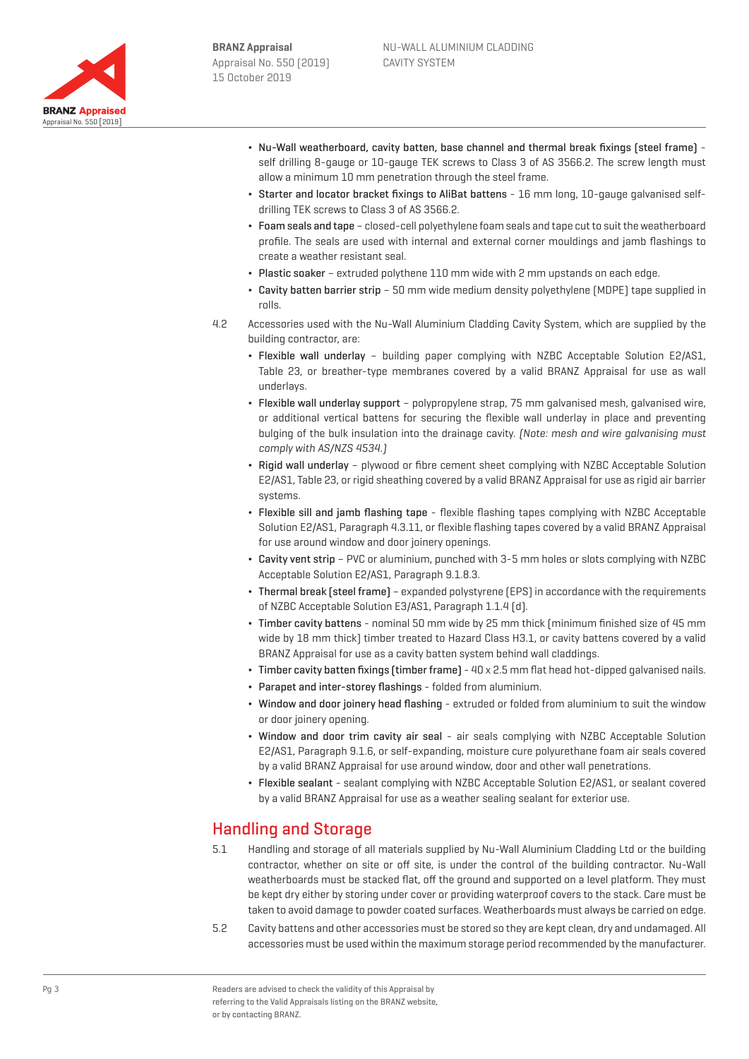- Nu-Wall weatherboard, cavity batten, base channel and thermal break fixings (steel frame) - self drilling 8-gauge or 10-gauge TEK screws to Class 3 of AS 3566.2. The screw length must allow a minimum 10 mm penetration through the steel frame.
- Starter and locator bracket fixings to AliBat battens - 16 mm long, 10-gauge galvanised self-drilling TEK screws to Class 3 of AS 3566.2.
- Foam seals and tape – closed-cell polyethylene foam seals and tape cut to suit the weatherboard profile. The seals are used with internal and external corner mouldings and jamb flashings to create a weather resistant seal.
- Plastic soaker – extruded polythene 110 mm wide with 2 mm upstands on each edge.
- Cavity batten barrier strip – 50 mm wide medium density polyethylene (MDPE) tape supplied in rolls.

4.2 Accessories used with the Nu-Wall Aluminium Cladding Cavity System, which are supplied by the building contractor, are:

- Flexible wall underlay – building paper complying with NZBC Acceptable Solution E2/AS1, Table 23, or breather-type membranes covered by a valid BRANZ Appraisal for use as wall underlays.
- Flexible wall underlay support – polypropylene strap, 75 mm galvanised mesh, galvanised wire, or additional vertical battens for securing the flexible wall underlay in place and preventing bulging of the bulk insulation into the drainage cavity. *(Note: mesh and wire galvanising must comply with AS/NZS 4534.)*
- Rigid wall underlay – plywood or fibre cement sheet complying with NZBC Acceptable Solution E2/AS1, Table 23, or rigid sheathing covered by a valid BRANZ Appraisal for use as rigid air barrier systems.
- Flexible sill and jamb flashing tape - flexible flashing tapes complying with NZBC Acceptable Solution E2/AS1, Paragraph 4.3.11, or flexible flashing tapes covered by a valid BRANZ Appraisal for use around window and door joinery openings.
- Cavity vent strip – PVC or aluminium, punched with 3-5 mm holes or slots complying with NZBC Acceptable Solution E2/AS1, Paragraph 9.1.8.3.
- Thermal break (steel frame) – expanded polystyrene (EPS) in accordance with the requirements of NZBC Acceptable Solution E3/AS1, Paragraph 1.1.4 (d).
- Timber cavity battens - nominal 50 mm wide by 25 mm thick (minimum finished size of 45 mm wide by 18 mm thick) timber treated to Hazard Class H3.1, or cavity battens covered by a valid BRANZ Appraisal for use as a cavity batten system behind wall claddings.
- Timber cavity batten fixings (timber frame) - 40 x 2.5 mm flat head hot-dipped galvanised nails.
- Parapet and inter-storey flashings - folded from aluminium.
- Window and door joinery head flashing - extruded or folded from aluminium to suit the window or door joinery opening.
- Window and door trim cavity air seal - air seals complying with NZBC Acceptable Solution E2/AS1, Paragraph 9.1.6, or self-expanding, moisture cure polyurethane foam air seals covered by a valid BRANZ Appraisal for use around window, door and other wall penetrations.
- Flexible sealant - sealant complying with NZBC Acceptable Solution E2/AS1, or sealant covered by a valid BRANZ Appraisal for use as a weather sealing sealant for exterior use.

## Handling and Storage

5.1 Handling and storage of all materials supplied by Nu-Wall Aluminium Cladding Ltd or the building contractor, whether on site or off site, is under the control of the building contractor. Nu-Wall weatherboards must be stacked flat, off the ground and supported on a level platform. They must be kept dry either by storing under cover or providing waterproof covers to the stack. Care must be taken to avoid damage to powder coated surfaces. Weatherboards must always be carried on edge.

5.2 Cavity battens and other accessories must be stored so they are kept clean, dry and undamaged. All accessories must be used within the maximum storage period recommended by the manufacturer.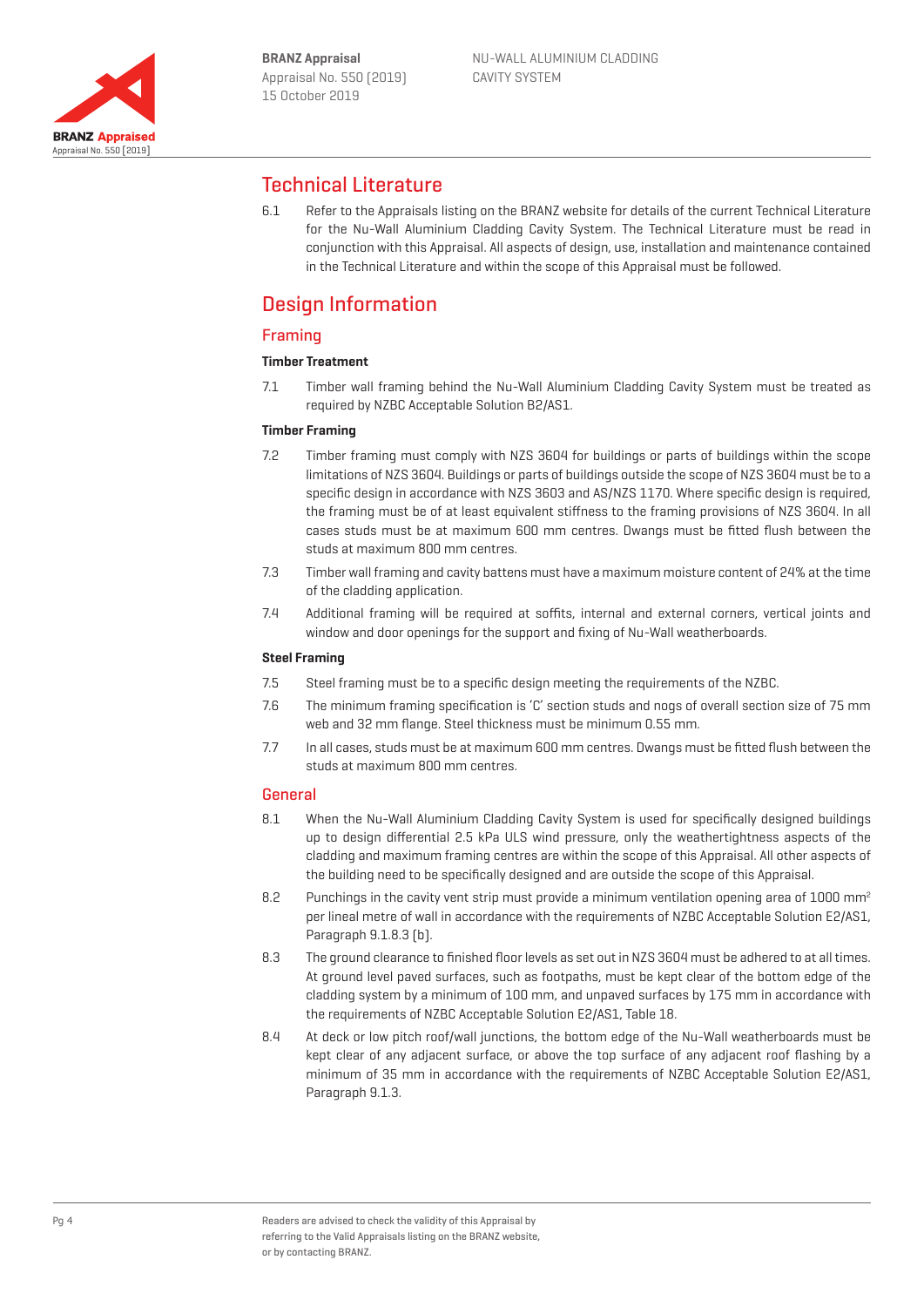## Technical Literature

6.1 Refer to the Appraisals listing on the BRANZ website for details of the current Technical Literature for the Nu-Wall Aluminium Cladding Cavity System. The Technical Literature must be read in conjunction with this Appraisal. All aspects of design, use, installation and maintenance contained in the Technical Literature and within the scope of this Appraisal must be followed.

## Design Information

### Framing

#### Timber Treatment

7.1 Timber wall framing behind the Nu-Wall Aluminium Cladding Cavity System must be treated as required by NZBC Acceptable Solution B2/AS1.

#### Timber Framing

7.2 Timber framing must comply with NZS 3604 for buildings or parts of buildings within the scope limitations of NZS 3604. Buildings or parts of buildings outside the scope of NZS 3604 must be to a specific design in accordance with NZS 3603 and AS/NZS 1170. Where specific design is required, the framing must be of at least equivalent stiffness to the framing provisions of NZS 3604. In all cases studs must be at maximum 600 mm centres. Dwangs must be fitted flush between the studs at maximum 800 mm centres.

7.3 Timber wall framing and cavity battens must have a maximum moisture content of 24% at the time of the cladding application.

7.4 Additional framing will be required at soffits, internal and external corners, vertical joints and window and door openings for the support and fixing of Nu-Wall weatherboards.

#### Steel Framing

7.5 Steel framing must be to a specific design meeting the requirements of the NZBC.

7.6 The minimum framing specification is 'C' section studs and nogs of overall section size of 75 mm web and 32 mm flange. Steel thickness must be minimum 0.55 mm.

7.7 In all cases, studs must be at maximum 600 mm centres. Dwangs must be fitted flush between the studs at maximum 800 mm centres.

### General

8.1 When the Nu-Wall Aluminium Cladding Cavity System is used for specifically designed buildings up to design differential 2.5 kPa ULS wind pressure, only the weathertightness aspects of the cladding and maximum framing centres are within the scope of this Appraisal. All other aspects of the building need to be specifically designed and are outside the scope of this Appraisal.

8.2 Punchings in the cavity vent strip must provide a minimum ventilation opening area of 1000 mm$^2$ per lineal metre of wall in accordance with the requirements of NZBC Acceptable Solution E2/AS1, Paragraph 9.1.8.3 (b).

8.3 The ground clearance to finished floor levels as set out in NZS 3604 must be adhered to at all times. At ground level paved surfaces, such as footpaths, must be kept clear of the bottom edge of the cladding system by a minimum of 100 mm, and unpaved surfaces by 175 mm in accordance with the requirements of NZBC Acceptable Solution E2/AS1, Table 18.

8.4 At deck or low pitch roof/wall junctions, the bottom edge of the Nu-Wall weatherboards must be kept clear of any adjacent surface, or above the top surface of any adjacent roof flashing by a minimum of 35 mm in accordance with the requirements of NZBC Acceptable Solution E2/AS1, Paragraph 9.1.3.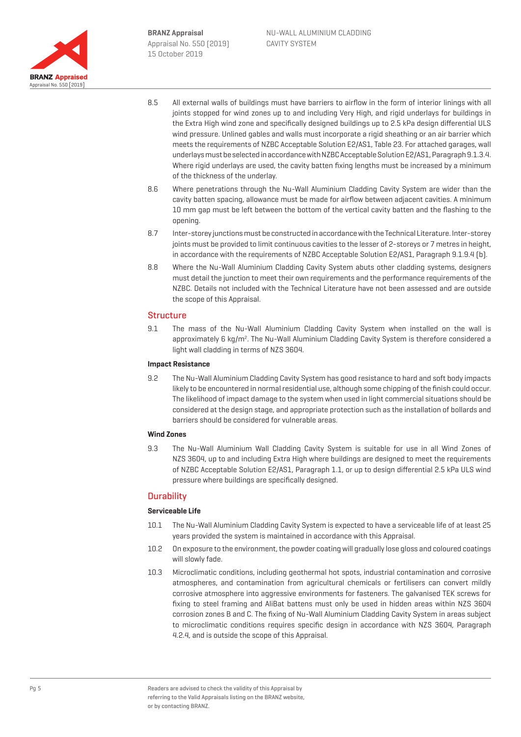8.5 All external walls of buildings must have barriers to airflow in the form of interior linings with all joints stopped for wind zones up to and including Very High, and rigid underlays for buildings in the Extra High wind zone and specifically designed buildings up to 2.5 kPa design differential ULS wind pressure. Unlined gables and walls must incorporate a rigid sheathing or an air barrier which meets the requirements of NZBC Acceptable Solution E2/AS1, Table 23. For attached garages, wall underlays must be selected in accordance with NZBC Acceptable Solution E2/AS1, Paragraph 9.1.3.4. Where rigid underlays are used, the cavity batten fixing lengths must be increased by a minimum of the thickness of the underlay.

8.6 Where penetrations through the Nu-Wall Aluminium Cladding Cavity System are wider than the cavity batten spacing, allowance must be made for airflow between adjacent cavities. A minimum 10 mm gap must be left between the bottom of the vertical cavity batten and the flashing to the opening.

8.7 Inter-storey junctions must be constructed in accordance with the Technical Literature. Inter-storey joints must be provided to limit continuous cavities to the lesser of 2-storeys or 7 metres in height, in accordance with the requirements of NZBC Acceptable Solution E2/AS1, Paragraph 9.1.9.4 (b).

8.8 Where the Nu-Wall Aluminium Cladding Cavity System abuts other cladding systems, designers must detail the junction to meet their own requirements and the performance requirements of the NZBC. Details not included with the Technical Literature have not been assessed and are outside the scope of this Appraisal.

## Structure

9.1 The mass of the Nu-Wall Aluminium Cladding Cavity System when installed on the wall is approximately 6 kg/m$^2$. The Nu-Wall Aluminium Cladding Cavity System is therefore considered a light wall cladding in terms of NZS 3604.

### Impact Resistance

9.2 The Nu-Wall Aluminium Cladding Cavity System has good resistance to hard and soft body impacts likely to be encountered in normal residential use, although some chipping of the finish could occur. The likelihood of impact damage to the system when used in light commercial situations should be considered at the design stage, and appropriate protection such as the installation of bollards and barriers should be considered for vulnerable areas.

### Wind Zones

9.3 The Nu-Wall Aluminium Wall Cladding Cavity System is suitable for use in all Wind Zones of NZS 3604, up to and including Extra High where buildings are designed to meet the requirements of NZBC Acceptable Solution E2/AS1, Paragraph 1.1, or up to design differential 2.5 kPa ULS wind pressure where buildings are specifically designed.

## Durability

### Serviceable Life

10.1 The Nu-Wall Aluminium Cladding Cavity System is expected to have a serviceable life of at least 25 years provided the system is maintained in accordance with this Appraisal.

10.2 On exposure to the environment, the powder coating will gradually lose gloss and coloured coatings will slowly fade.

10.3 Microclimatic conditions, including geothermal hot spots, industrial contamination and corrosive atmospheres, and contamination from agricultural chemicals or fertilisers can convert mildly corrosive atmosphere into aggressive environments for fasteners. The galvanised TEK screws for fixing to steel framing and AliBat battens must only be used in hidden areas within NZS 3604 corrosion zones B and C. The fixing of Nu-Wall Aluminium Cladding Cavity System in areas subject to microclimatic conditions requires specific design in accordance with NZS 3604, Paragraph 4.2.4, and is outside the scope of this Appraisal.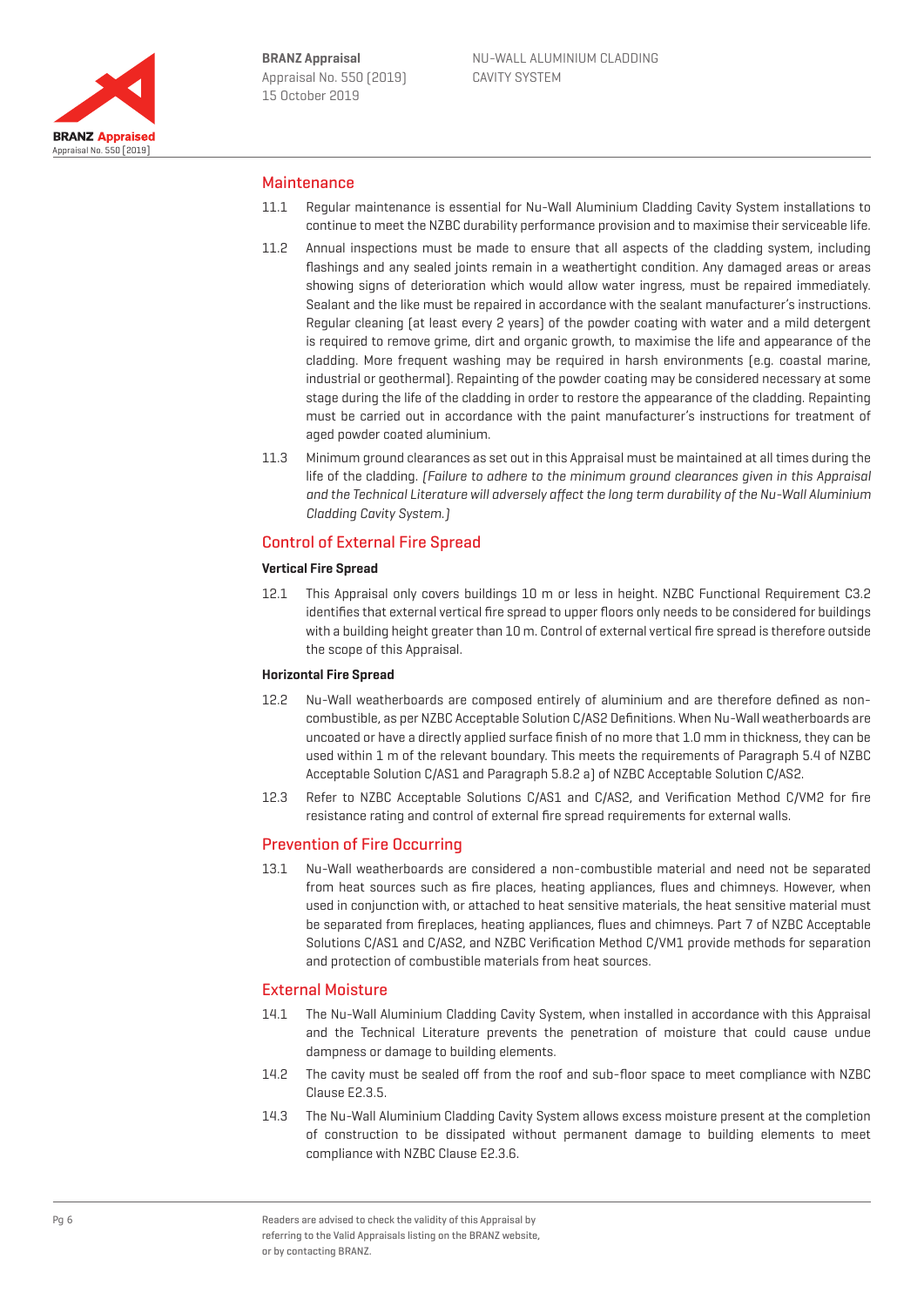## Maintenance

11.1 Regular maintenance is essential for Nu-Wall Aluminium Cladding Cavity System installations to continue to meet the NZBC durability performance provision and to maximise their serviceable life.

11.2 Annual inspections must be made to ensure that all aspects of the cladding system, including flashings and any sealed joints remain in a weathertight condition. Any damaged areas or areas showing signs of deterioration which would allow water ingress, must be repaired immediately. Sealant and the like must be repaired in accordance with the sealant manufacturer's instructions. Regular cleaning (at least every 2 years) of the powder coating with water and a mild detergent is required to remove grime, dirt and organic growth, to maximise the life and appearance of the cladding. More frequent washing may be required in harsh environments (e.g. coastal marine, industrial or geothermal). Repainting of the powder coating may be considered necessary at some stage during the life of the cladding in order to restore the appearance of the cladding. Repainting must be carried out in accordance with the paint manufacturer's instructions for treatment of aged powder coated aluminium.

11.3 Minimum ground clearances as set out in this Appraisal must be maintained at all times during the life of the cladding. *(Failure to adhere to the minimum ground clearances given in this Appraisal and the Technical Literature will adversely affect the long term durability of the Nu-Wall Aluminium Cladding Cavity System.)*

## Control of External Fire Spread

### Vertical Fire Spread

12.1 This Appraisal only covers buildings 10 m or less in height. NZBC Functional Requirement C3.2 identifies that external vertical fire spread to upper floors only needs to be considered for buildings with a building height greater than 10 m. Control of external vertical fire spread is therefore outside the scope of this Appraisal.

### Horizontal Fire Spread

12.2 Nu-Wall weatherboards are composed entirely of aluminium and are therefore defined as non-combustible, as per NZBC Acceptable Solution C/AS2 Definitions. When Nu-Wall weatherboards are uncoated or have a directly applied surface finish of no more that 1.0 mm in thickness, they can be used within 1 m of the relevant boundary. This meets the requirements of Paragraph 5.4 of NZBC Acceptable Solution C/AS1 and Paragraph 5.8.2 a) of NZBC Acceptable Solution C/AS2.

12.3 Refer to NZBC Acceptable Solutions C/AS1 and C/AS2, and Verification Method C/VM2 for fire resistance rating and control of external fire spread requirements for external walls.

## Prevention of Fire Occurring

13.1 Nu-Wall weatherboards are considered a non-combustible material and need not be separated from heat sources such as fire places, heating appliances, flues and chimneys. However, when used in conjunction with, or attached to heat sensitive materials, the heat sensitive material must be separated from fireplaces, heating appliances, flues and chimneys. Part 7 of NZBC Acceptable Solutions C/AS1 and C/AS2, and NZBC Verification Method C/VM1 provide methods for separation and protection of combustible materials from heat sources.

## External Moisture

14.1 The Nu-Wall Aluminium Cladding Cavity System, when installed in accordance with this Appraisal and the Technical Literature prevents the penetration of moisture that could cause undue dampness or damage to building elements.

14.2 The cavity must be sealed off from the roof and sub-floor space to meet compliance with NZBC Clause E2.3.5.

14.3 The Nu-Wall Aluminium Cladding Cavity System allows excess moisture present at the completion of construction to be dissipated without permanent damage to building elements to meet compliance with NZBC Clause E2.3.6.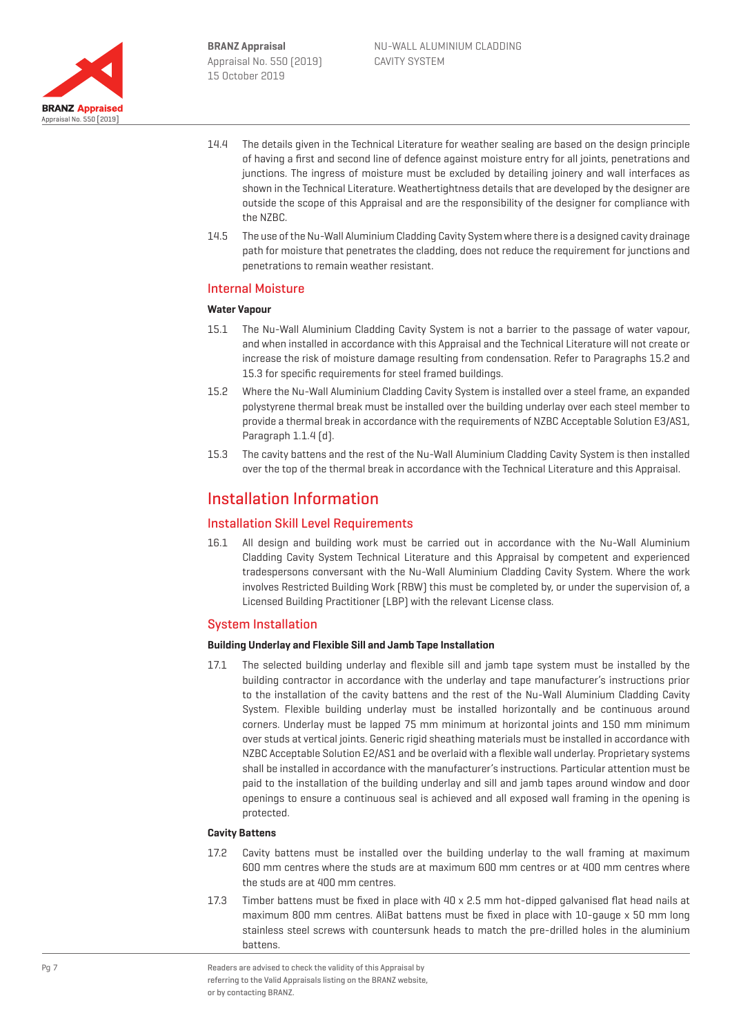14.4 The details given in the Technical Literature for weather sealing are based on the design principle of having a first and second line of defence against moisture entry for all joints, penetrations and junctions. The ingress of moisture must be excluded by detailing joinery and wall interfaces as shown in the Technical Literature. Weathertightness details that are developed by the designer are outside the scope of this Appraisal and are the responsibility of the designer for compliance with the NZBC.

14.5 The use of the Nu-Wall Aluminium Cladding Cavity System where there is a designed cavity drainage path for moisture that penetrates the cladding, does not reduce the requirement for junctions and penetrations to remain weather resistant.

## Internal Moisture

**Water Vapour**

15.1 The Nu-Wall Aluminium Cladding Cavity System is not a barrier to the passage of water vapour, and when installed in accordance with this Appraisal and the Technical Literature will not create or increase the risk of moisture damage resulting from condensation. Refer to Paragraphs 15.2 and 15.3 for specific requirements for steel framed buildings.

15.2 Where the Nu-Wall Aluminium Cladding Cavity System is installed over a steel frame, an expanded polystyrene thermal break must be installed over the building underlay over each steel member to provide a thermal break in accordance with the requirements of NZBC Acceptable Solution E3/AS1, Paragraph 1.1.4 (d).

15.3 The cavity battens and the rest of the Nu-Wall Aluminium Cladding Cavity System is then installed over the top of the thermal break in accordance with the Technical Literature and this Appraisal.

# Installation Information

## Installation Skill Level Requirements

16.1 All design and building work must be carried out in accordance with the Nu-Wall Aluminium Cladding Cavity System Technical Literature and this Appraisal by competent and experienced tradespersons conversant with the Nu-Wall Aluminium Cladding Cavity System. Where the work involves Restricted Building Work (RBW) this must be completed by, or under the supervision of, a Licensed Building Practitioner (LBP) with the relevant License class.

## System Installation

**Building Underlay and Flexible Sill and Jamb Tape Installation**

17.1 The selected building underlay and flexible sill and jamb tape system must be installed by the building contractor in accordance with the underlay and tape manufacturer's instructions prior to the installation of the cavity battens and the rest of the Nu-Wall Aluminium Cladding Cavity System. Flexible building underlay must be installed horizontally and be continuous around corners. Underlay must be lapped 75 mm minimum at horizontal joints and 150 mm minimum over studs at vertical joints. Generic rigid sheathing materials must be installed in accordance with NZBC Acceptable Solution E2/AS1 and be overlaid with a flexible wall underlay. Proprietary systems shall be installed in accordance with the manufacturer's instructions. Particular attention must be paid to the installation of the building underlay and sill and jamb tapes around window and door openings to ensure a continuous seal is achieved and all exposed wall framing in the opening is protected.

**Cavity Battens**

17.2 Cavity battens must be installed over the building underlay to the wall framing at maximum 600 mm centres where the studs are at maximum 600 mm centres or at 400 mm centres where the studs are at 400 mm centres.

17.3 Timber battens must be fixed in place with 40 x 2.5 mm hot-dipped galvanised flat head nails at maximum 800 mm centres. AliBat battens must be fixed in place with 10-gauge x 50 mm long stainless steel screws with countersunk heads to match the pre-drilled holes in the aluminium battens.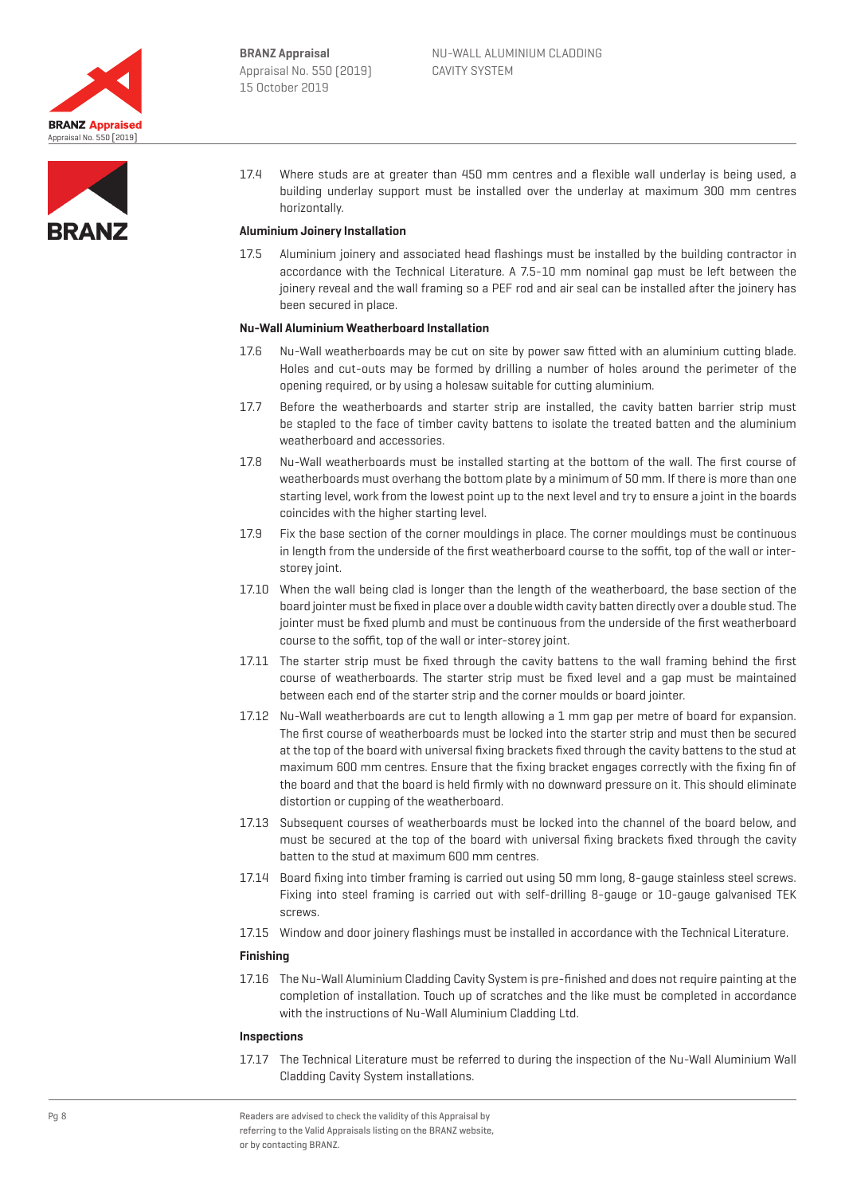17.4 Where studs are at greater than 450 mm centres and a flexible wall underlay is being used, a building underlay support must be installed over the underlay at maximum 300 mm centres horizontally.

**Aluminium Joinery Installation**

17.5 Aluminium joinery and associated head flashings must be installed by the building contractor in accordance with the Technical Literature. A 7.5-10 mm nominal gap must be left between the joinery reveal and the wall framing so a PEF rod and air seal can be installed after the joinery has been secured in place.

**Nu-Wall Aluminium Weatherboard Installation**

17.6 Nu-Wall weatherboards may be cut on site by power saw fitted with an aluminium cutting blade. Holes and cut-outs may be formed by drilling a number of holes around the perimeter of the opening required, or by using a holesaw suitable for cutting aluminium.

17.7 Before the weatherboards and starter strip are installed, the cavity batten barrier strip must be stapled to the face of timber cavity battens to isolate the treated batten and the aluminium weatherboard and accessories.

17.8 Nu-Wall weatherboards must be installed starting at the bottom of the wall. The first course of weatherboards must overhang the bottom plate by a minimum of 50 mm. If there is more than one starting level, work from the lowest point up to the next level and try to ensure a joint in the boards coincides with the higher starting level.

17.9 Fix the base section of the corner mouldings in place. The corner mouldings must be continuous in length from the underside of the first weatherboard course to the soffit, top of the wall or inter-storey joint.

17.10 When the wall being clad is longer than the length of the weatherboard, the base section of the board jointer must be fixed in place over a double width cavity batten directly over a double stud. The jointer must be fixed plumb and must be continuous from the underside of the first weatherboard course to the soffit, top of the wall or inter-storey joint.

17.11 The starter strip must be fixed through the cavity battens to the wall framing behind the first course of weatherboards. The starter strip must be fixed level and a gap must be maintained between each end of the starter strip and the corner moulds or board jointer.

17.12 Nu-Wall weatherboards are cut to length allowing a 1 mm gap per metre of board for expansion. The first course of weatherboards must be locked into the starter strip and must then be secured at the top of the board with universal fixing brackets fixed through the cavity battens to the stud at maximum 600 mm centres. Ensure that the fixing bracket engages correctly with the fixing fin of the board and that the board is held firmly with no downward pressure on it. This should eliminate distortion or cupping of the weatherboard.

17.13 Subsequent courses of weatherboards must be locked into the channel of the board below, and must be secured at the top of the board with universal fixing brackets fixed through the cavity batten to the stud at maximum 600 mm centres.

17.14 Board fixing into timber framing is carried out using 50 mm long, 8-gauge stainless steel screws. Fixing into steel framing is carried out with self-drilling 8-gauge or 10-gauge galvanised TEK screws.

17.15 Window and door joinery flashings must be installed in accordance with the Technical Literature.

**Finishing**

17.16 The Nu-Wall Aluminium Cladding Cavity System is pre-finished and does not require painting at the completion of installation. Touch up of scratches and the like must be completed in accordance with the instructions of Nu-Wall Aluminium Cladding Ltd.

**Inspections**

17.17 The Technical Literature must be referred to during the inspection of the Nu-Wall Aluminium Wall Cladding Cavity System installations.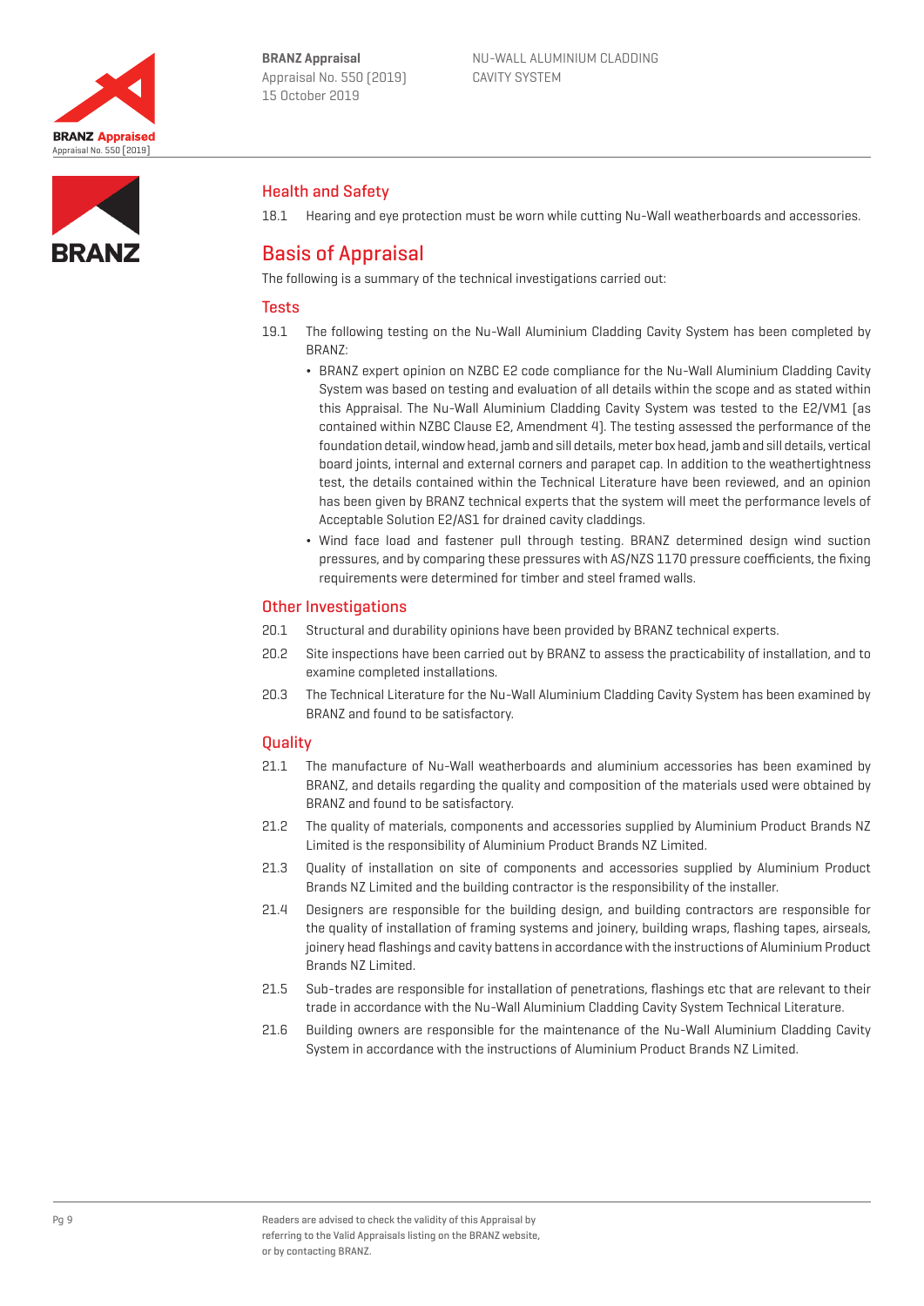## Health and Safety

18.1 Hearing and eye protection must be worn while cutting Nu-Wall weatherboards and accessories.

# Basis of Appraisal

The following is a summary of the technical investigations carried out:

### Tests

19.1 The following testing on the Nu-Wall Aluminium Cladding Cavity System has been completed by BRANZ:

- BRANZ expert opinion on NZBC E2 code compliance for the Nu-Wall Aluminium Cladding Cavity System was based on testing and evaluation of all details within the scope and as stated within this Appraisal. The Nu-Wall Aluminium Cladding Cavity System was tested to the E2/VM1 (as contained within NZBC Clause E2, Amendment 4). The testing assessed the performance of the foundation detail, window head, jamb and sill details, meter box head, jamb and sill details, vertical board joints, internal and external corners and parapet cap. In addition to the weathertightness test, the details contained within the Technical Literature have been reviewed, and an opinion has been given by BRANZ technical experts that the system will meet the performance levels of Acceptable Solution E2/AS1 for drained cavity claddings.
- Wind face load and fastener pull through testing. BRANZ determined design wind suction pressures, and by comparing these pressures with AS/NZS 1170 pressure coefficients, the fixing requirements were determined for timber and steel framed walls.

### Other Investigations

20.1 Structural and durability opinions have been provided by BRANZ technical experts.

20.2 Site inspections have been carried out by BRANZ to assess the practicability of installation, and to examine completed installations.

20.3 The Technical Literature for the Nu-Wall Aluminium Cladding Cavity System has been examined by BRANZ and found to be satisfactory.

### Quality

21.1 The manufacture of Nu-Wall weatherboards and aluminium accessories has been examined by BRANZ, and details regarding the quality and composition of the materials used were obtained by BRANZ and found to be satisfactory.

21.2 The quality of materials, components and accessories supplied by Aluminium Product Brands NZ Limited is the responsibility of Aluminium Product Brands NZ Limited.

21.3 Quality of installation on site of components and accessories supplied by Aluminium Product Brands NZ Limited and the building contractor is the responsibility of the installer.

21.4 Designers are responsible for the building design, and building contractors are responsible for the quality of installation of framing systems and joinery, building wraps, flashing tapes, airseals, joinery head flashings and cavity battens in accordance with the instructions of Aluminium Product Brands NZ Limited.

21.5 Sub-trades are responsible for installation of penetrations, flashings etc that are relevant to their trade in accordance with the Nu-Wall Aluminium Cladding Cavity System Technical Literature.

21.6 Building owners are responsible for the maintenance of the Nu-Wall Aluminium Cladding Cavity System in accordance with the instructions of Aluminium Product Brands NZ Limited.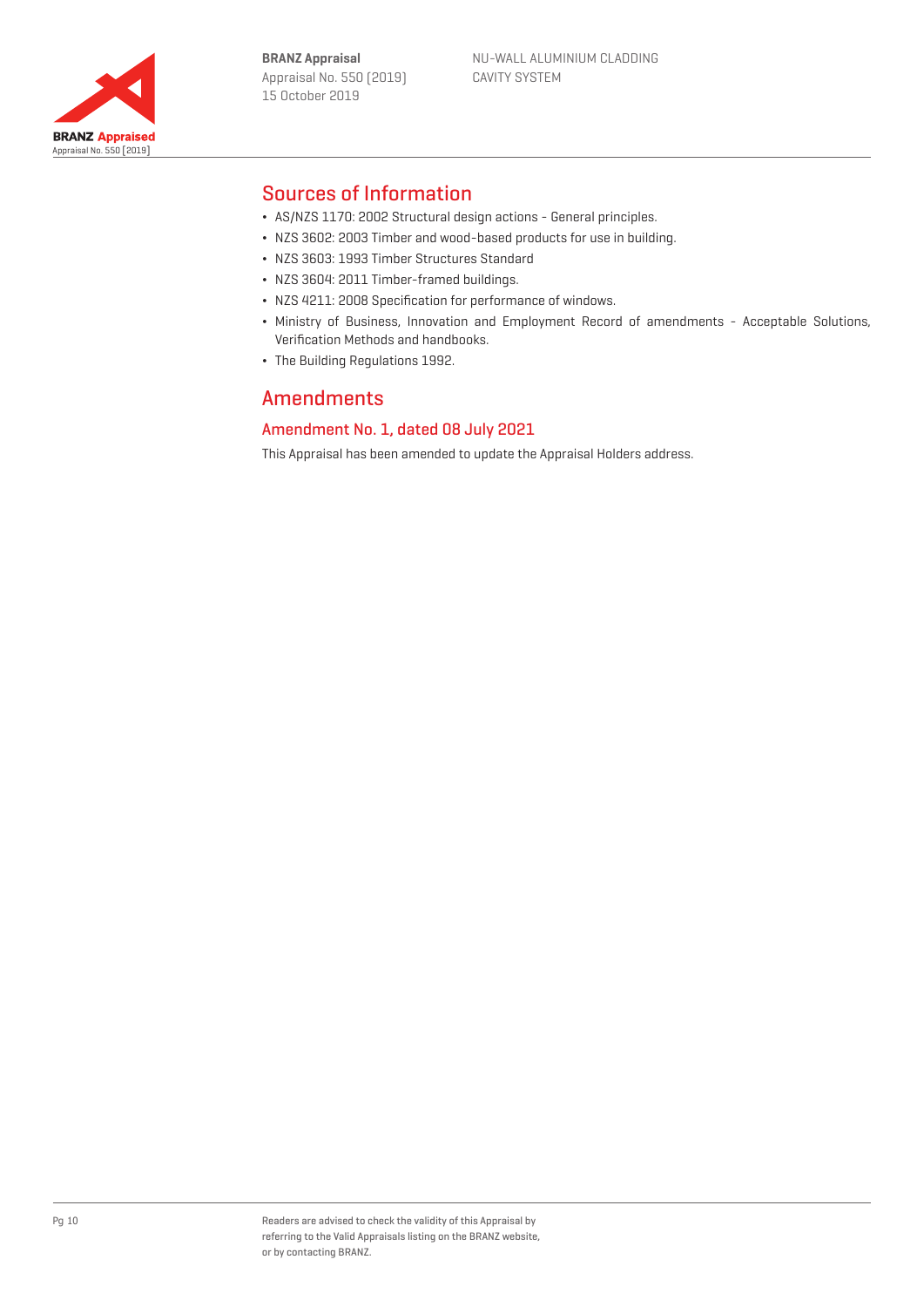## Sources of Information

- AS/NZS 1170: 2002 Structural design actions - General principles.
- NZS 3602: 2003 Timber and wood-based products for use in building.
- NZS 3603: 1993 Timber Structures Standard
- NZS 3604: 2011 Timber-framed buildings.
- NZS 4211: 2008 Specification for performance of windows.
- Ministry of Business, Innovation and Employment Record of amendments - Acceptable Solutions, Verification Methods and handbooks.
- The Building Regulations 1992.

## Amendments

### Amendment No. 1, dated 08 July 2021

This Appraisal has been amended to update the Appraisal Holders address.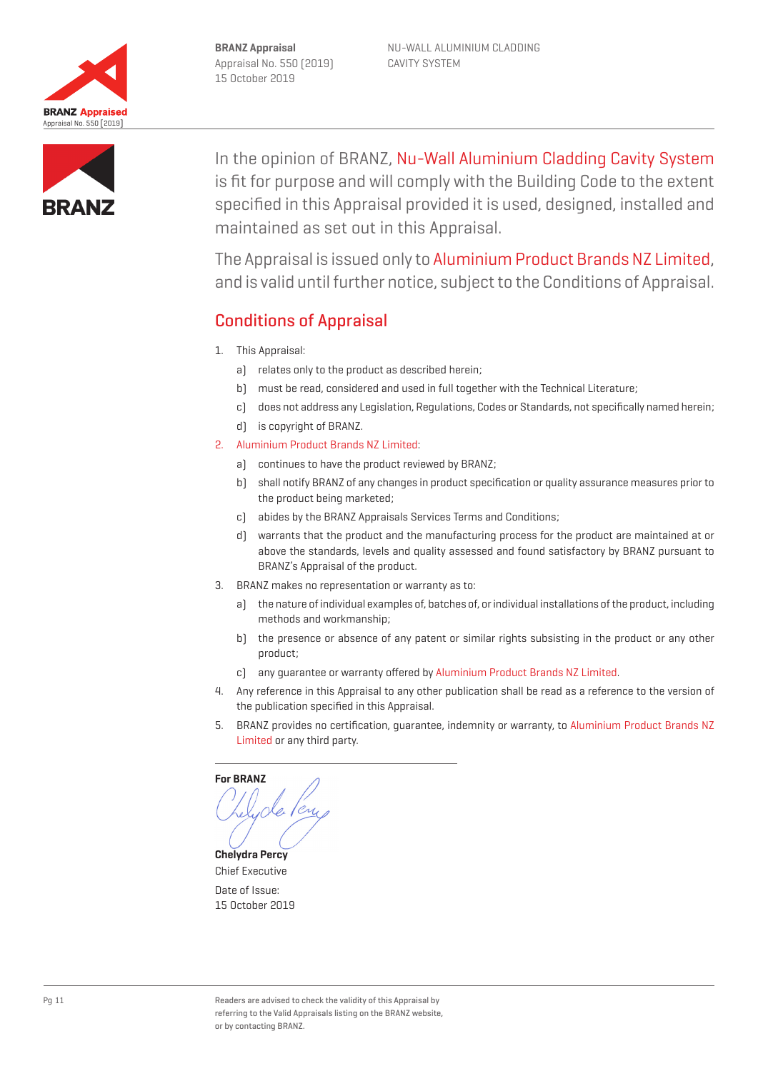In the opinion of BRANZ, Nu-Wall Aluminium Cladding Cavity System is fit for purpose and will comply with the Building Code to the extent specified in this Appraisal provided it is used, designed, installed and maintained as set out in this Appraisal.

The Appraisal is issued only to Aluminium Product Brands NZ Limited, and is valid until further notice, subject to the Conditions of Appraisal.

## Conditions of Appraisal

1. This Appraisal:
   a) relates only to the product as described herein;
   b) must be read, considered and used in full together with the Technical Literature;
   c) does not address any Legislation, Regulations, Codes or Standards, not specifically named herein;
   d) is copyright of BRANZ.
2. Aluminium Product Brands NZ Limited:
   a) continues to have the product reviewed by BRANZ;
   b) shall notify BRANZ of any changes in product specification or quality assurance measures prior to the product being marketed;
   c) abides by the BRANZ Appraisals Services Terms and Conditions;
   d) warrants that the product and the manufacturing process for the product are maintained at or above the standards, levels and quality assessed and found satisfactory by BRANZ pursuant to BRANZ's Appraisal of the product.
3. BRANZ makes no representation or warranty as to:
   a) the nature of individual examples of, batches of, or individual installations of the product, including methods and workmanship;
   b) the presence or absence of any patent or similar rights subsisting in the product or any other product;
   c) any guarantee or warranty offered by Aluminium Product Brands NZ Limited.
4. Any reference in this Appraisal to any other publication shall be read as a reference to the version of the publication specified in this Appraisal.
5. BRANZ provides no certification, guarantee, indemnity or warranty, to Aluminium Product Brands NZ Limited or any third party.

**For BRANZ**

**Chelydra Percy**
Chief Executive

Date of Issue:
15 October 2019

Readers are advised to check the validity of this Appraisal by referring to the Valid Appraisals listing on the BRANZ website, or by contacting BRANZ.